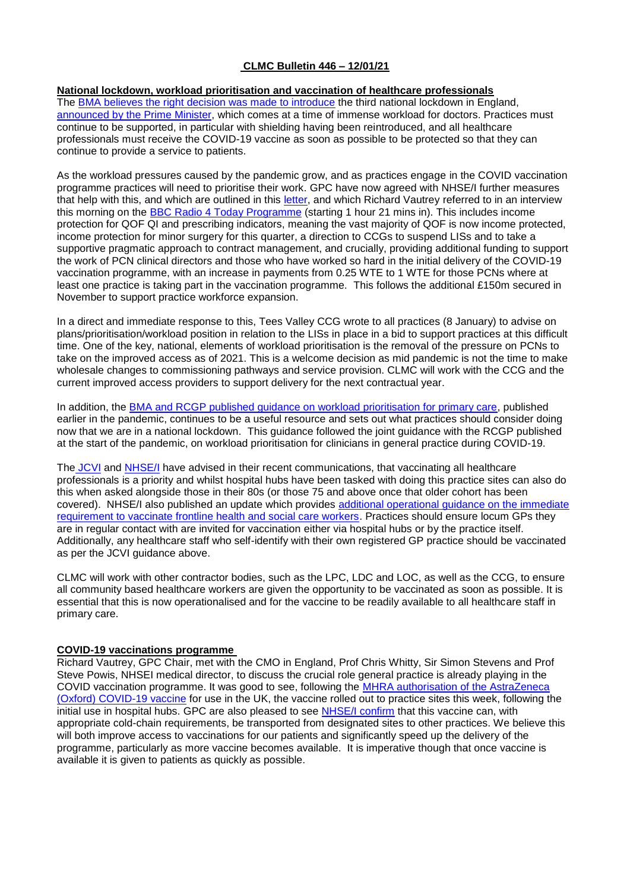# CLMC Bulletin 446 – 12/01/21

## National lockdown, workload prioritisation and vaccination of healthcare professionals

The BMA believes the right decision was made to introduce the third national lockdown in England, announced by the Prime Minister, which comes at a time of immense workload for doctors. Practices must continue to be supported, in particular with shielding having been reintroduced, and all healthcare professionals must receive the COVID-19 vaccine as soon as possible to be protected so that they can continue to provide a service to patients.

As the workload pressures caused by the pandemic grow, and as practices engage in the COVID vaccination programme practices will need to prioritise their work. GPC have now agreed with NHSE/I further measures that help with this, and which are outlined in this letter, and which Richard Vautrey referred to in an interview this morning on the BBC Radio 4 Today Programme (starting 1 hour 21 mins in). This includes income protection for QOF QI and prescribing indicators, meaning the vast majority of QOF is now income protected, income protection for minor surgery for this quarter, a direction to CCGs to suspend LISs and to take a supportive pragmatic approach to contract management, and crucially, providing additional funding to support the work of PCN clinical directors and those who have worked so hard in the initial delivery of the COVID-19 vaccination programme, with an increase in payments from 0.25 WTE to 1 WTE for those PCNs where at least one practice is taking part in the vaccination programme. This follows the additional £150m secured in November to support practice workforce expansion.

In a direct and immediate response to this, Tees Valley CCG wrote to all practices (8 January) to advise on plans/prioritisation/workload position in relation to the LISs in place in a bid to support practices at this difficult time. One of the key, national, elements of workload prioritisation is the removal of the pressure on PCNs to take on the improved access as of 2021. This is a welcome decision as mid pandemic is not the time to make wholesale changes to commissioning pathways and service provision. CLMC will work with the CCG and the current improved access providers to support delivery for the next contractual year.

In addition, the BMA and RCGP published guidance on workload prioritisation for primary care, published earlier in the pandemic, continues to be a useful resource and sets out what practices should consider doing now that we are in a national lockdown. This guidance followed the joint guidance with the RCGP published at the start of the pandemic, on workload prioritisation for clinicians in general practice during COVID-19.

The JCVI and NHSE/I have advised in their recent communications, that vaccinating all healthcare professionals is a priority and whilst hospital hubs have been tasked with doing this practice sites can also do this when asked alongside those in their 80s (or those 75 and above once that older cohort has been covered). NHSE/I also published an update which provides additional operational guidance on the immediate requirement to vaccinate frontline health and social care workers. Practices should ensure locum GPs they are in regular contact with are invited for vaccination either via hospital hubs or by the practice itself. Additionally, any healthcare staff who self-identify with their own registered GP practice should be vaccinated as per the JCVI guidance above.

CLMC will work with other contractor bodies, such as the LPC, LDC and LOC, as well as the CCG, to ensure all community based healthcare workers are given the opportunity to be vaccinated as soon as possible. It is essential that this is now operationalised and for the vaccine to be readily available to all healthcare staff in primary care.

## COVID-19 vaccinations programme

Richard Vautrey, GPC Chair, met with the CMO in England, Prof Chris Whitty, Sir Simon Stevens and Prof Steve Powis, NHSEI medical director, to discuss the crucial role general practice is already playing in the COVID vaccination programme. It was good to see, following the MHRA authorisation of the AstraZeneca (Oxford) COVID-19 vaccine for use in the UK, the vaccine rolled out to practice sites this week, following the initial use in hospital hubs. GPC are also pleased to see NHSE/I confirm that this vaccine can, with appropriate cold-chain requirements, be transported from designated sites to other practices. We believe this will both improve access to vaccinations for our patients and significantly speed up the delivery of the programme, particularly as more vaccine becomes available. It is imperative though that once vaccine is available it is given to patients as quickly as possible.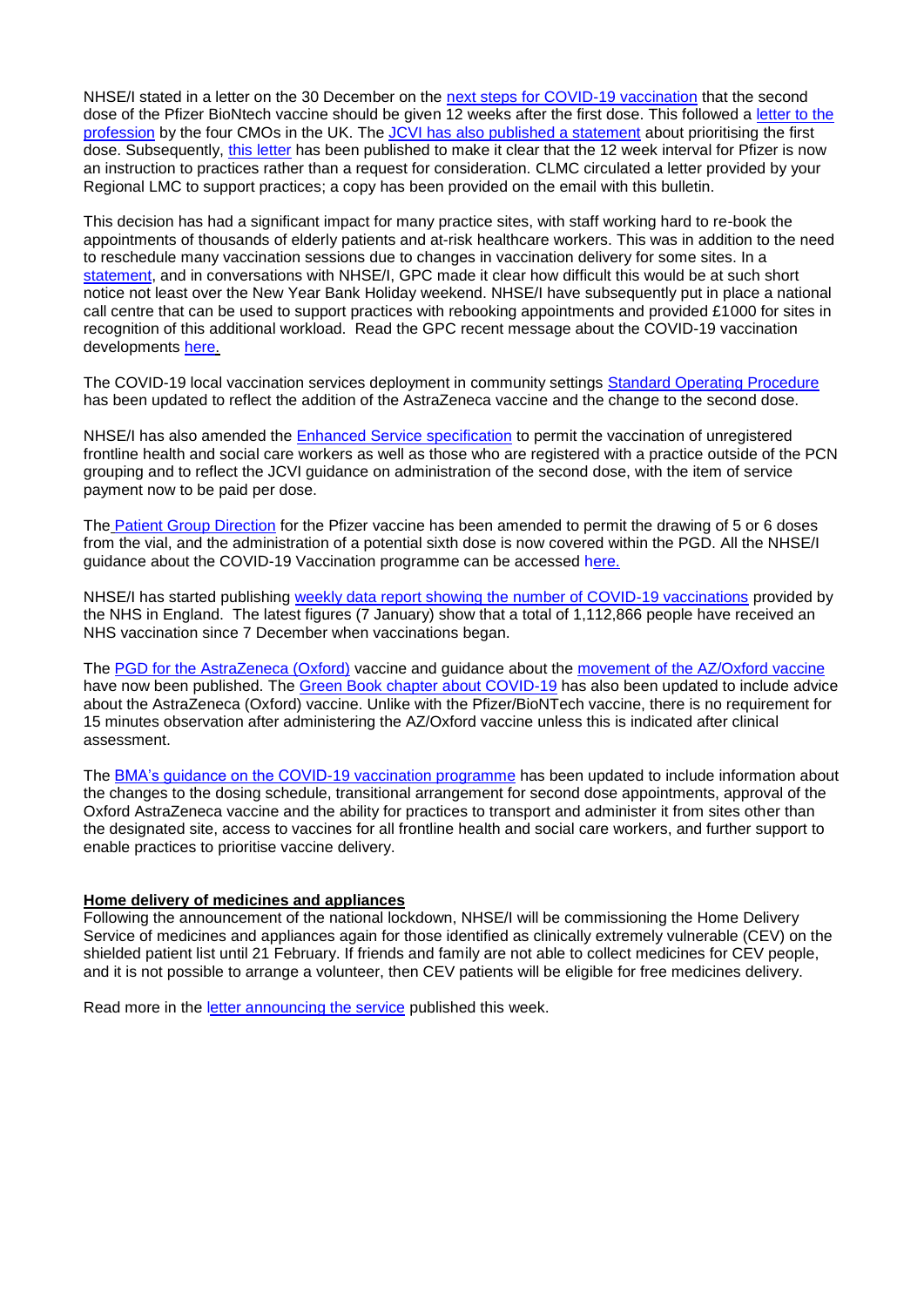NHSE/I stated in a letter on the 30 December on the next steps for COVID-19 vaccination that the second dose of the Pfizer BioNtech vaccine should be given 12 weeks after the first dose. This followed a letter to the profession by the four CMOs in the UK. The JCVI has also published a statement about prioritising the first dose. Subsequently, this letter has been published to make it clear that the 12 week interval for Pfizer is now an instruction to practices rather than a request for consideration. CLMC circulated a letter provided by your Regional LMC to support practices; a copy has been provided on the email with this bulletin.

This decision has had a significant impact for many practice sites, with staff working hard to re-book the appointments of thousands of elderly patients and at-risk healthcare workers. This was in addition to the need to reschedule many vaccination sessions due to changes in vaccination delivery for some sites. In a statement, and in conversations with NHSE/I, GPC made it clear how difficult this would be at such short notice not least over the New Year Bank Holiday weekend. NHSE/I have subsequently put in place a national call centre that can be used to support practices with rebooking appointments and provided £1000 for sites in recognition of this additional workload. Read the GPC recent message about the COVID-19 vaccination developments here.

The COVID-19 local vaccination services deployment in community settings Standard Operating Procedure has been updated to reflect the addition of the AstraZeneca vaccine and the change to the second dose.

NHSE/I has also amended the Enhanced Service specification to permit the vaccination of unregistered frontline health and social care workers as well as those who are registered with a practice outside of the PCN grouping and to reflect the JCVI guidance on administration of the second dose, with the item of service payment now to be paid per dose.

The Patient Group Direction for the Pfizer vaccine has been amended to permit the drawing of 5 or 6 doses from the vial, and the administration of a potential sixth dose is now covered within the PGD. All the NHSE/I guidance about the COVID-19 Vaccination programme can be accessed here.

NHSE/I has started publishing weekly data report showing the number of COVID-19 vaccinations provided by the NHS in England. The latest figures (7 January) show that a total of 1,112,866 people have received an NHS vaccination since 7 December when vaccinations began.

The PGD for the AstraZeneca (Oxford) vaccine and guidance about the movement of the AZ/Oxford vaccine have now been published. The Green Book chapter about COVID-19 has also been updated to include advice about the AstraZeneca (Oxford) vaccine. Unlike with the Pfizer/BioNTech vaccine, there is no requirement for 15 minutes observation after administering the AZ/Oxford vaccine unless this is indicated after clinical assessment.

The BMA's guidance on the COVID-19 vaccination programme has been updated to include information about the changes to the dosing schedule, transitional arrangement for second dose appointments, approval of the Oxford AstraZeneca vaccine and the ability for practices to transport and administer it from sites other than the designated site, access to vaccines for all frontline health and social care workers, and further support to enable practices to prioritise vaccine delivery.

**Home delivery of medicines and appliances**

Following the announcement of the national lockdown, NHSE/I will be commissioning the Home Delivery Service of medicines and appliances again for those identified as clinically extremely vulnerable (CEV) on the shielded patient list until 21 February. If friends and family are not able to collect medicines for CEV people, and it is not possible to arrange a volunteer, then CEV patients will be eligible for free medicines delivery.

Read more in the letter announcing the service published this week.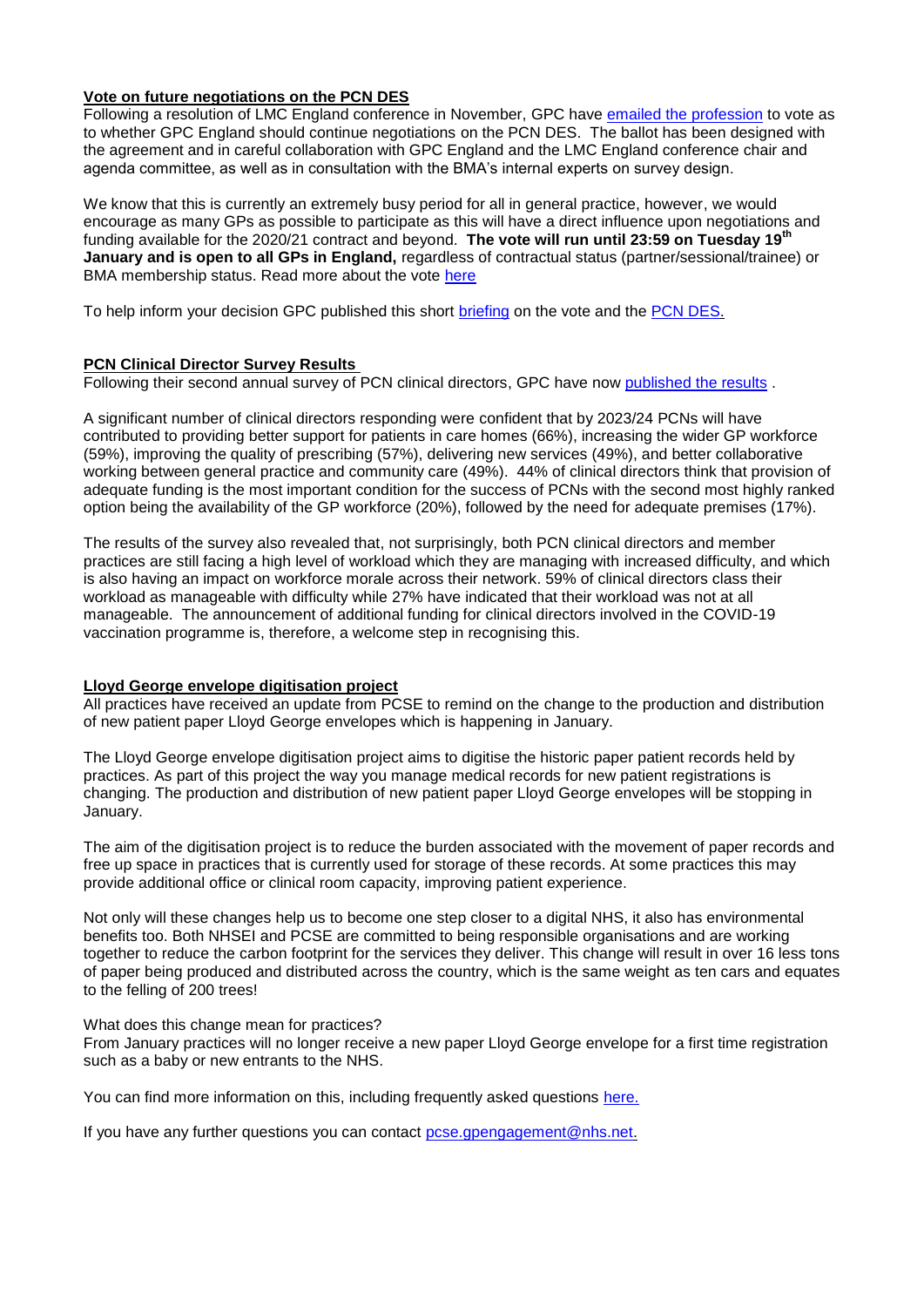## Vote on future negotiations on the PCN DES

Following a resolution of LMC England conference in November, GPC have emailed the profession to vote as to whether GPC England should continue negotiations on the PCN DES. The ballot has been designed with the agreement and in careful collaboration with GPC England and the LMC England conference chair and agenda committee, as well as in consultation with the BMA's internal experts on survey design.

We know that this is currently an extremely busy period for all in general practice, however, we would encourage as many GPs as possible to participate as this will have a direct influence upon negotiations and funding available for the 2020/21 contract and beyond. **The vote will run until 23:59 on Tuesday 19th January and is open to all GPs in England,** regardless of contractual status (partner/sessional/trainee) or BMA membership status. Read more about the vote here

To help inform your decision GPC published this short briefing on the vote and the PCN DES.

## PCN Clinical Director Survey Results

Following their second annual survey of PCN clinical directors, GPC have now published the results .

A significant number of clinical directors responding were confident that by 2023/24 PCNs will have contributed to providing better support for patients in care homes (66%), increasing the wider GP workforce (59%), improving the quality of prescribing (57%), delivering new services (49%), and better collaborative working between general practice and community care (49%). 44% of clinical directors think that provision of adequate funding is the most important condition for the success of PCNs with the second most highly ranked option being the availability of the GP workforce (20%), followed by the need for adequate premises (17%).

The results of the survey also revealed that, not surprisingly, both PCN clinical directors and member practices are still facing a high level of workload which they are managing with increased difficulty, and which is also having an impact on workforce morale across their network. 59% of clinical directors class their workload as manageable with difficulty while 27% have indicated that their workload was not at all manageable. The announcement of additional funding for clinical directors involved in the COVID-19 vaccination programme is, therefore, a welcome step in recognising this.

## Lloyd George envelope digitisation project

All practices have received an update from PCSE to remind on the change to the production and distribution of new patient paper Lloyd George envelopes which is happening in January.

The Lloyd George envelope digitisation project aims to digitise the historic paper patient records held by practices. As part of this project the way you manage medical records for new patient registrations is changing. The production and distribution of new patient paper Lloyd George envelopes will be stopping in January.

The aim of the digitisation project is to reduce the burden associated with the movement of paper records and free up space in practices that is currently used for storage of these records. At some practices this may provide additional office or clinical room capacity, improving patient experience.

Not only will these changes help us to become one step closer to a digital NHS, it also has environmental benefits too. Both NHSEI and PCSE are committed to being responsible organisations and are working together to reduce the carbon footprint for the services they deliver. This change will result in over 16 less tons of paper being produced and distributed across the country, which is the same weight as ten cars and equates to the felling of 200 trees!

What does this change mean for practices?

From January practices will no longer receive a new paper Lloyd George envelope for a first time registration such as a baby or new entrants to the NHS.

You can find more information on this, including frequently asked questions here.

If you have any further questions you can contact pcse.gpengagement@nhs.net.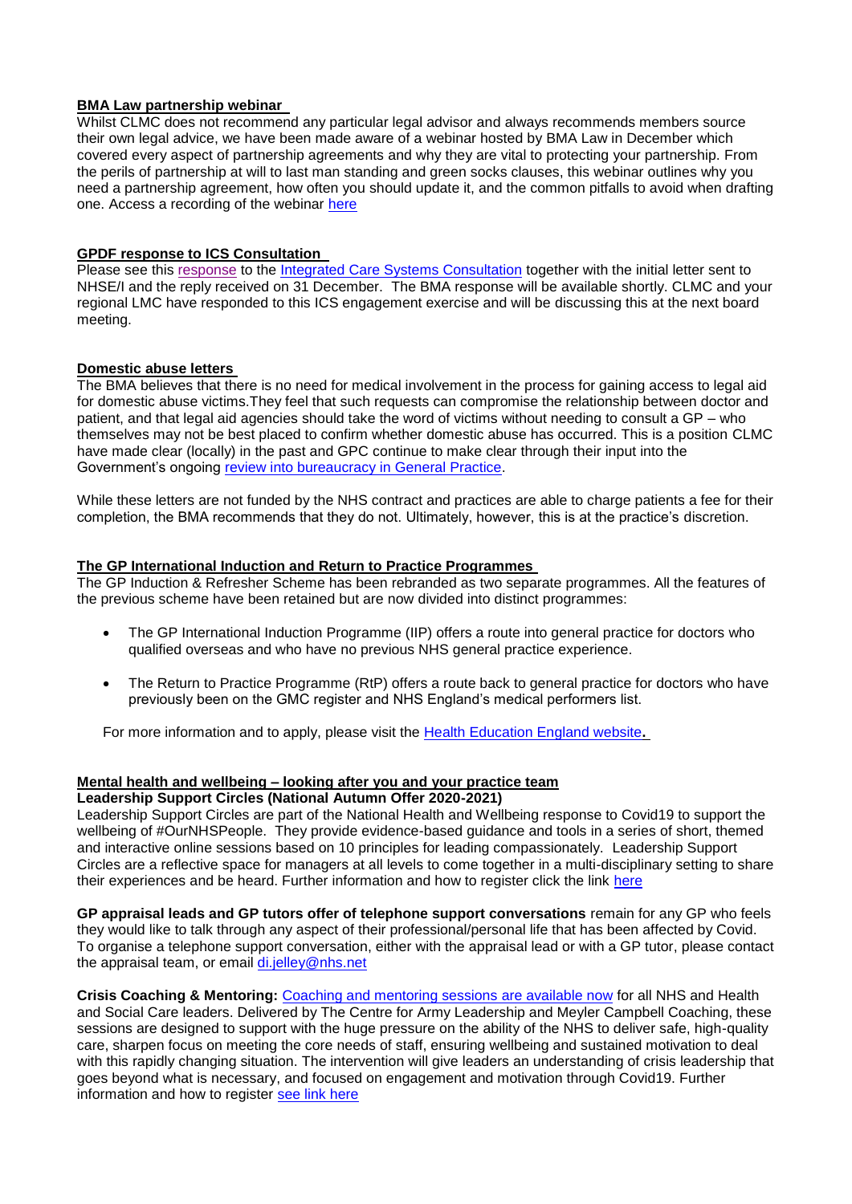**BMA Law partnership webinar**

Whilst CLMC does not recommend any particular legal advisor and always recommends members source their own legal advice, we have been made aware of a webinar hosted by BMA Law in December which covered every aspect of partnership agreements and why they are vital to protecting your partnership. From the perils of partnership at will to last man standing and green socks clauses, this webinar outlines why you need a partnership agreement, how often you should update it, and the common pitfalls to avoid when drafting one. Access a recording of the webinar here

**GPDF response to ICS Consultation**

Please see this response to the Integrated Care Systems Consultation together with the initial letter sent to NHSE/I and the reply received on 31 December. The BMA response will be available shortly. CLMC and your regional LMC have responded to this ICS engagement exercise and will be discussing this at the next board meeting.

**Domestic abuse letters**

The BMA believes that there is no need for medical involvement in the process for gaining access to legal aid for domestic abuse victims.They feel that such requests can compromise the relationship between doctor and patient, and that legal aid agencies should take the word of victims without needing to consult a GP – who themselves may not be best placed to confirm whether domestic abuse has occurred. This is a position CLMC have made clear (locally) in the past and GPC continue to make clear through their input into the Government's ongoing review into bureaucracy in General Practice.

While these letters are not funded by the NHS contract and practices are able to charge patients a fee for their completion, the BMA recommends that they do not. Ultimately, however, this is at the practice's discretion.

**The GP International Induction and Return to Practice Programmes**

The GP Induction & Refresher Scheme has been rebranded as two separate programmes. All the features of the previous scheme have been retained but are now divided into distinct programmes:

- The GP International Induction Programme (IIP) offers a route into general practice for doctors who qualified overseas and who have no previous NHS general practice experience.
- The Return to Practice Programme (RtP) offers a route back to general practice for doctors who have previously been on the GMC register and NHS England's medical performers list.

For more information and to apply, please visit the Health Education England website.

**Mental health and wellbeing – looking after you and your practice team**

**Leadership Support Circles (National Autumn Offer 2020-2021)**

Leadership Support Circles are part of the National Health and Wellbeing response to Covid19 to support the wellbeing of #OurNHSPeople. They provide evidence-based guidance and tools in a series of short, themed and interactive online sessions based on 10 principles for leading compassionately. Leadership Support Circles are a reflective space for managers at all levels to come together in a multi-disciplinary setting to share their experiences and be heard. Further information and how to register click the link here

**GP appraisal leads and GP tutors offer of telephone support conversations** remain for any GP who feels they would like to talk through any aspect of their professional/personal life that has been affected by Covid. To organise a telephone support conversation, either with the appraisal lead or with a GP tutor, please contact the appraisal team, or email di.jelley@nhs.net

**Crisis Coaching & Mentoring:** Coaching and mentoring sessions are available now for all NHS and Health and Social Care leaders. Delivered by The Centre for Army Leadership and Meyler Campbell Coaching, these sessions are designed to support with the huge pressure on the ability of the NHS to deliver safe, high-quality care, sharpen focus on meeting the core needs of staff, ensuring wellbeing and sustained motivation to deal with this rapidly changing situation. The intervention will give leaders an understanding of crisis leadership that goes beyond what is necessary, and focused on engagement and motivation through Covid19. Further information and how to register see link here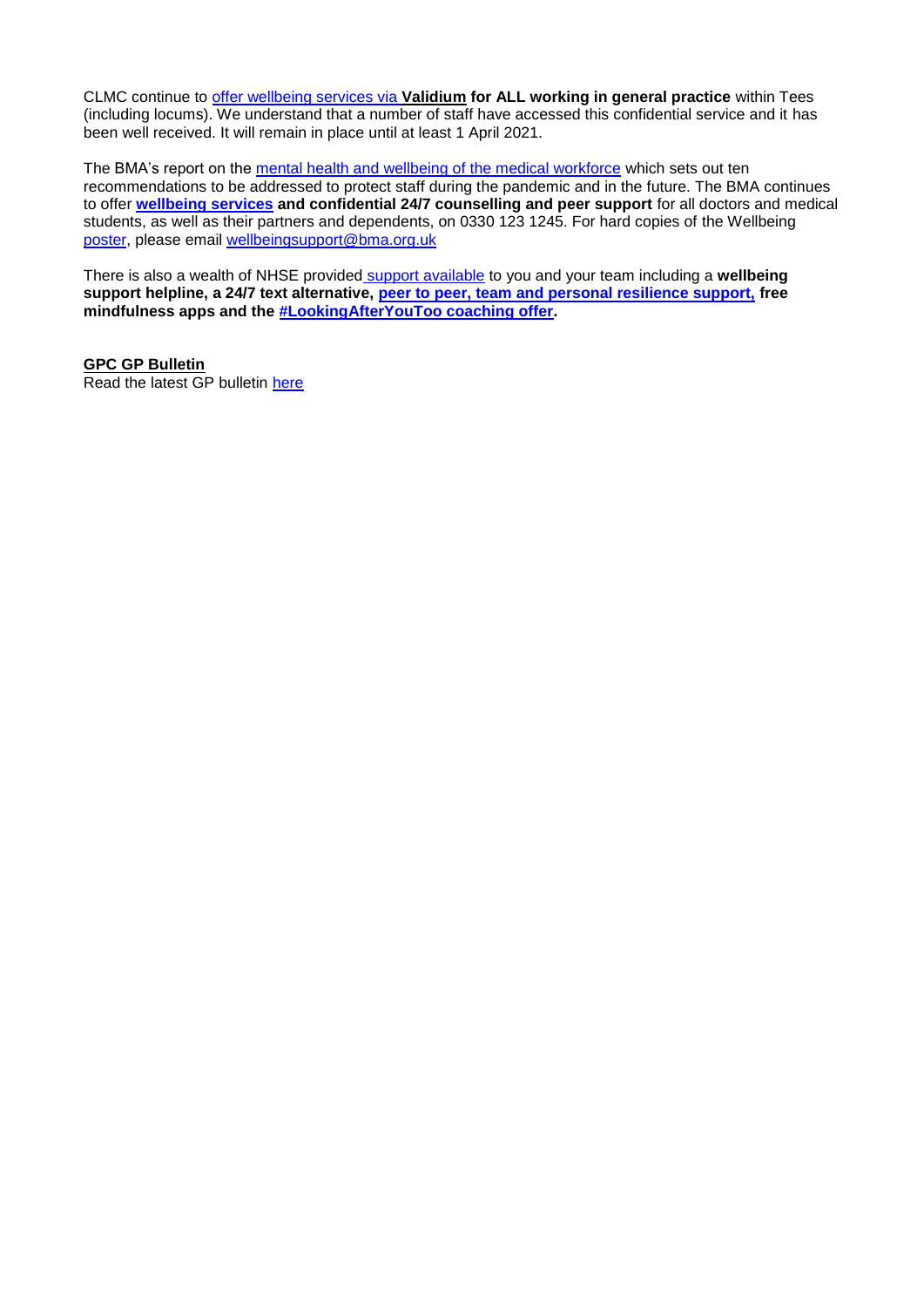CLMC continue to offer wellbeing services via **Validium** **for ALL working in general practice** within Tees (including locums). We understand that a number of staff have accessed this confidential service and it has been well received. It will remain in place until at least 1 April 2021.

The BMA's report on the mental health and wellbeing of the medical workforce which sets out ten recommendations to be addressed to protect staff during the pandemic and in the future. The BMA continues to offer **wellbeing services** **and confidential 24/7 counselling and peer support** for all doctors and medical students, as well as their partners and dependents, on 0330 123 1245. For hard copies of the Wellbeing poster, please email wellbeingsupport@bma.org.uk

There is also a wealth of NHSE provided support available to you and your team including a **wellbeing support helpline, a 24/7 text alternative, peer to peer, team and personal resilience support, free mindfulness apps and the #LookingAfterYouToo coaching offer.**

**GPC GP Bulletin**

Read the latest GP bulletin here